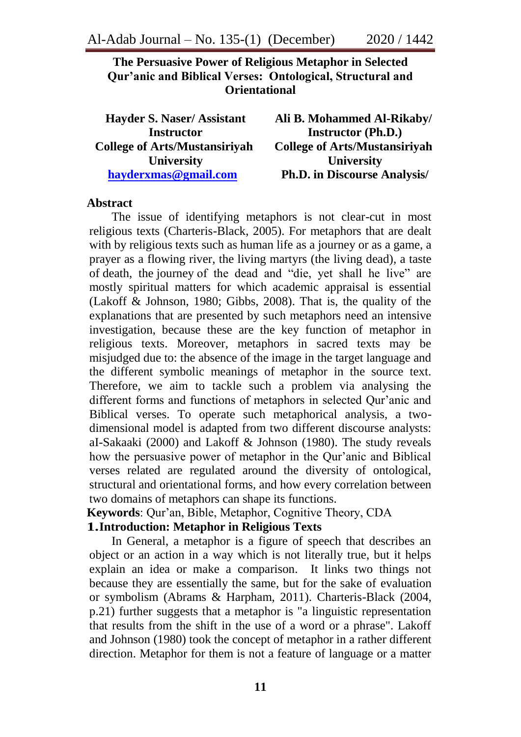# The Persuasive Power of Religious Metaphor in Selected Qur'anic and Biblical Verses: Ontological, Structural and Orientational

**Hayder S. Naser/ Assistant Instructor**
**College of Arts/Mustansiriyah University**
**hayderxmas@gmail.com**

**Ali B. Mohammed Al-Rikaby/ Instructor (Ph.D.)**
**College of Arts/Mustansiriyah University**
**Ph.D. in Discourse Analysis/**

## Abstract

The issue of identifying metaphors is not clear-cut in most religious texts (Charteris-Black, 2005). For metaphors that are dealt with by religious texts such as human life as a journey or as a game, a prayer as a flowing river, the living martyrs (the living dead), a taste of death, the journey of the dead and "die, yet shall he live" are mostly spiritual matters for which academic appraisal is essential (Lakoff & Johnson, 1980; Gibbs, 2008). That is, the quality of the explanations that are presented by such metaphors need an intensive investigation, because these are the key function of metaphor in religious texts. Moreover, metaphors in sacred texts may be misjudged due to: the absence of the image in the target language and the different symbolic meanings of metaphor in the source text. Therefore, we aim to tackle such a problem via analysing the different forms and functions of metaphors in selected Qur'anic and Biblical verses. To operate such metaphorical analysis, a two-dimensional model is adapted from two different discourse analysts: aI-Sakaaki (2000) and Lakoff & Johnson (1980). The study reveals how the persuasive power of metaphor in the Qur'anic and Biblical verses related are regulated around the diversity of ontological, structural and orientational forms, and how every correlation between two domains of metaphors can shape its functions.

**Keywords**: Qur'an, Bible, Metaphor, Cognitive Theory, CDA

## 1. Introduction: Metaphor in Religious Texts

In General, a metaphor is a figure of speech that describes an object or an action in a way which is not literally true, but it helps explain an idea or make a comparison. It links two things not because they are essentially the same, but for the sake of evaluation or symbolism (Abrams & Harpham, 2011). Charteris-Black (2004, p.21) further suggests that a metaphor is "a linguistic representation that results from the shift in the use of a word or a phrase". Lakoff and Johnson (1980) took the concept of metaphor in a rather different direction. Metaphor for them is not a feature of language or a matter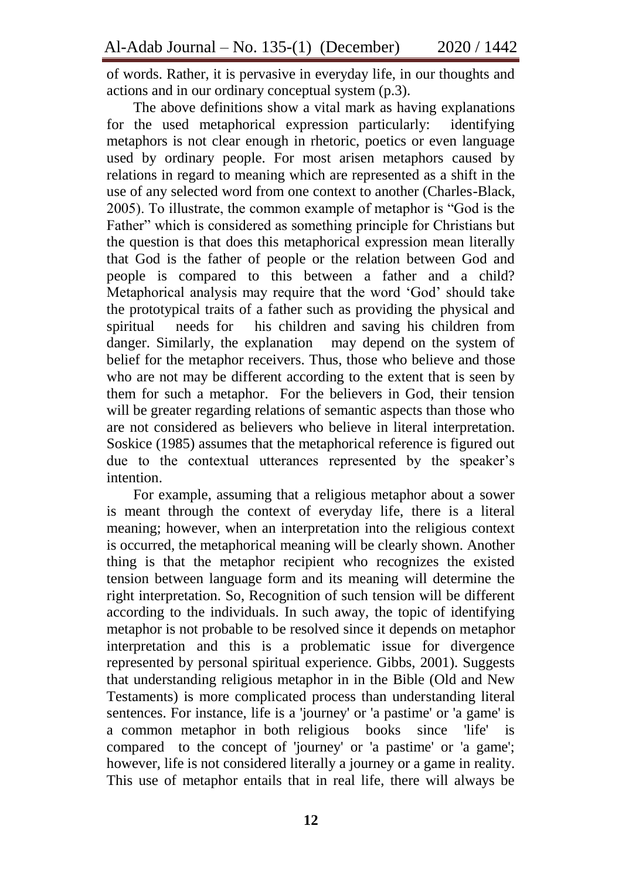of words. Rather, it is pervasive in everyday life, in our thoughts and actions and in our ordinary conceptual system (p.3).

The above definitions show a vital mark as having explanations for the used metaphorical expression particularly: identifying metaphors is not clear enough in rhetoric, poetics or even language used by ordinary people. For most arisen metaphors caused by relations in regard to meaning which are represented as a shift in the use of any selected word from one context to another (Charles-Black, 2005). To illustrate, the common example of metaphor is "God is the Father" which is considered as something principle for Christians but the question is that does this metaphorical expression mean literally that God is the father of people or the relation between God and people is compared to this between a father and a child? Metaphorical analysis may require that the word 'God' should take the prototypical traits of a father such as providing the physical and spiritual needs for his children and saving his children from danger. Similarly, the explanation may depend on the system of belief for the metaphor receivers. Thus, those who believe and those who are not may be different according to the extent that is seen by them for such a metaphor. For the believers in God, their tension will be greater regarding relations of semantic aspects than those who are not considered as believers who believe in literal interpretation. Soskice (1985) assumes that the metaphorical reference is figured out due to the contextual utterances represented by the speaker's intention.

For example, assuming that a religious metaphor about a sower is meant through the context of everyday life, there is a literal meaning; however, when an interpretation into the religious context is occurred, the metaphorical meaning will be clearly shown. Another thing is that the metaphor recipient who recognizes the existed tension between language form and its meaning will determine the right interpretation. So, Recognition of such tension will be different according to the individuals. In such away, the topic of identifying metaphor is not probable to be resolved since it depends on metaphor interpretation and this is a problematic issue for divergence represented by personal spiritual experience. Gibbs, 2001). Suggests that understanding religious metaphor in in the Bible (Old and New Testaments) is more complicated process than understanding literal sentences. For instance, life is a 'journey' or 'a pastime' or 'a game' is a common metaphor in both religious books since 'life' is compared to the concept of 'journey' or 'a pastime' or 'a game'; however, life is not considered literally a journey or a game in reality. This use of metaphor entails that in real life, there will always be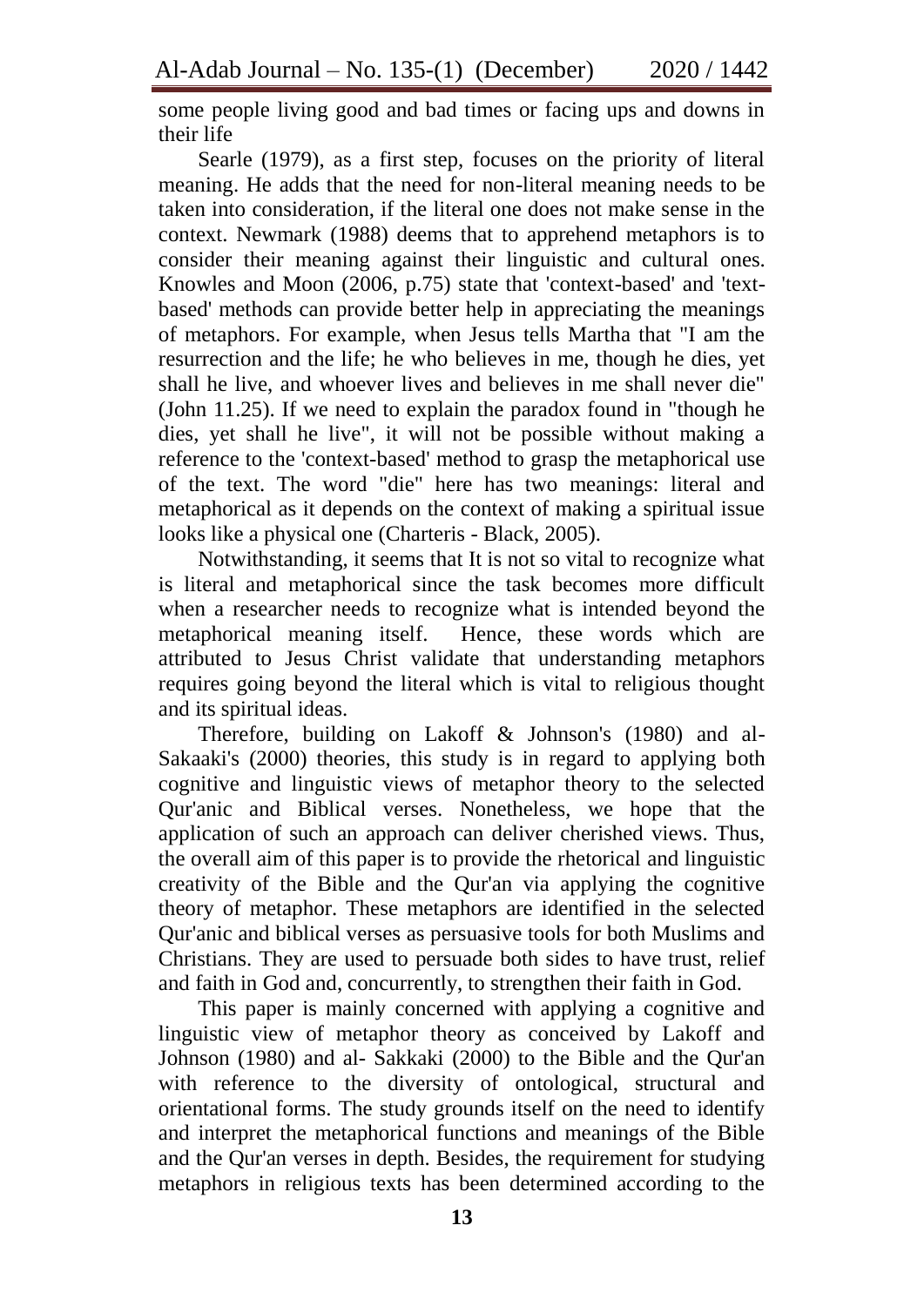some people living good and bad times or facing ups and downs in their life

Searle (1979), as a first step, focuses on the priority of literal meaning. He adds that the need for non-literal meaning needs to be taken into consideration, if the literal one does not make sense in the context. Newmark (1988) deems that to apprehend metaphors is to consider their meaning against their linguistic and cultural ones. Knowles and Moon (2006, p.75) state that 'context-based' and 'text-based' methods can provide better help in appreciating the meanings of metaphors. For example, when Jesus tells Martha that "I am the resurrection and the life; he who believes in me, though he dies, yet shall he live, and whoever lives and believes in me shall never die" (John 11.25). If we need to explain the paradox found in "though he dies, yet shall he live", it will not be possible without making a reference to the 'context-based' method to grasp the metaphorical use of the text. The word "die" here has two meanings: literal and metaphorical as it depends on the context of making a spiritual issue looks like a physical one (Charteris - Black, 2005).

Notwithstanding, it seems that It is not so vital to recognize what is literal and metaphorical since the task becomes more difficult when a researcher needs to recognize what is intended beyond the metaphorical meaning itself. Hence, these words which are attributed to Jesus Christ validate that understanding metaphors requires going beyond the literal which is vital to religious thought and its spiritual ideas.

Therefore, building on Lakoff & Johnson's (1980) and al-Sakaaki's (2000) theories, this study is in regard to applying both cognitive and linguistic views of metaphor theory to the selected Qur'anic and Biblical verses. Nonetheless, we hope that the application of such an approach can deliver cherished views. Thus, the overall aim of this paper is to provide the rhetorical and linguistic creativity of the Bible and the Qur'an via applying the cognitive theory of metaphor. These metaphors are identified in the selected Qur'anic and biblical verses as persuasive tools for both Muslims and Christians. They are used to persuade both sides to have trust, relief and faith in God and, concurrently, to strengthen their faith in God.

This paper is mainly concerned with applying a cognitive and linguistic view of metaphor theory as conceived by Lakoff and Johnson (1980) and al- Sakkaki (2000) to the Bible and the Qur'an with reference to the diversity of ontological, structural and orientational forms. The study grounds itself on the need to identify and interpret the metaphorical functions and meanings of the Bible and the Qur'an verses in depth. Besides, the requirement for studying metaphors in religious texts has been determined according to the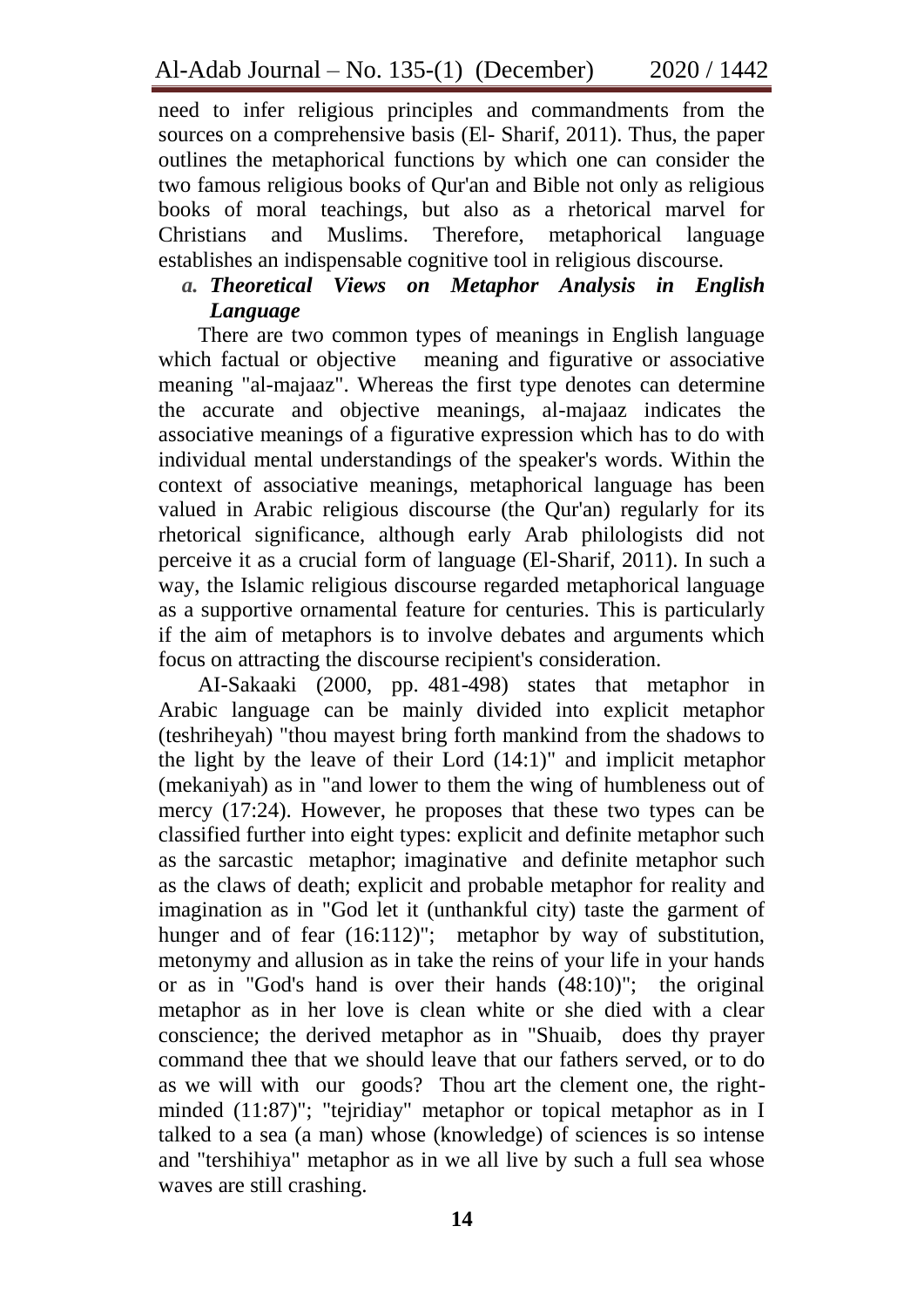need to infer religious principles and commandments from the sources on a comprehensive basis (El- Sharif, 2011). Thus, the paper outlines the metaphorical functions by which one can consider the two famous religious books of Qur'an and Bible not only as religious books of moral teachings, but also as a rhetorical marvel for Christians and Muslims. Therefore, metaphorical language establishes an indispensable cognitive tool in religious discourse.

### *a. Theoretical Views on Metaphor Analysis in English Language*

There are two common types of meanings in English language which factual or objective meaning and figurative or associative meaning "al-majaaz". Whereas the first type denotes can determine the accurate and objective meanings, al-majaaz indicates the associative meanings of a figurative expression which has to do with individual mental understandings of the speaker's words. Within the context of associative meanings, metaphorical language has been valued in Arabic religious discourse (the Qur'an) regularly for its rhetorical significance, although early Arab philologists did not perceive it as a crucial form of language (El-Sharif, 2011). In such a way, the Islamic religious discourse regarded metaphorical language as a supportive ornamental feature for centuries. This is particularly if the aim of metaphors is to involve debates and arguments which focus on attracting the discourse recipient's consideration.

AI-Sakaaki (2000, pp. 481-498) states that metaphor in Arabic language can be mainly divided into explicit metaphor (teshriheyah) "thou mayest bring forth mankind from the shadows to the light by the leave of their Lord (14:1)" and implicit metaphor (mekaniyah) as in "and lower to them the wing of humbleness out of mercy (17:24). However, he proposes that these two types can be classified further into eight types: explicit and definite metaphor such as the sarcastic metaphor; imaginative and definite metaphor such as the claws of death; explicit and probable metaphor for reality and imagination as in "God let it (unthankful city) taste the garment of hunger and of fear (16:112)"; metaphor by way of substitution, metonymy and allusion as in take the reins of your life in your hands or as in "God's hand is over their hands (48:10)"; the original metaphor as in her love is clean white or she died with a clear conscience; the derived metaphor as in "Shuaib, does thy prayer command thee that we should leave that our fathers served, or to do as we will with our goods? Thou art the clement one, the right-minded (11:87)"; "tejridiay" metaphor or topical metaphor as in I talked to a sea (a man) whose (knowledge) of sciences is so intense and "tershihiya" metaphor as in we all live by such a full sea whose waves are still crashing.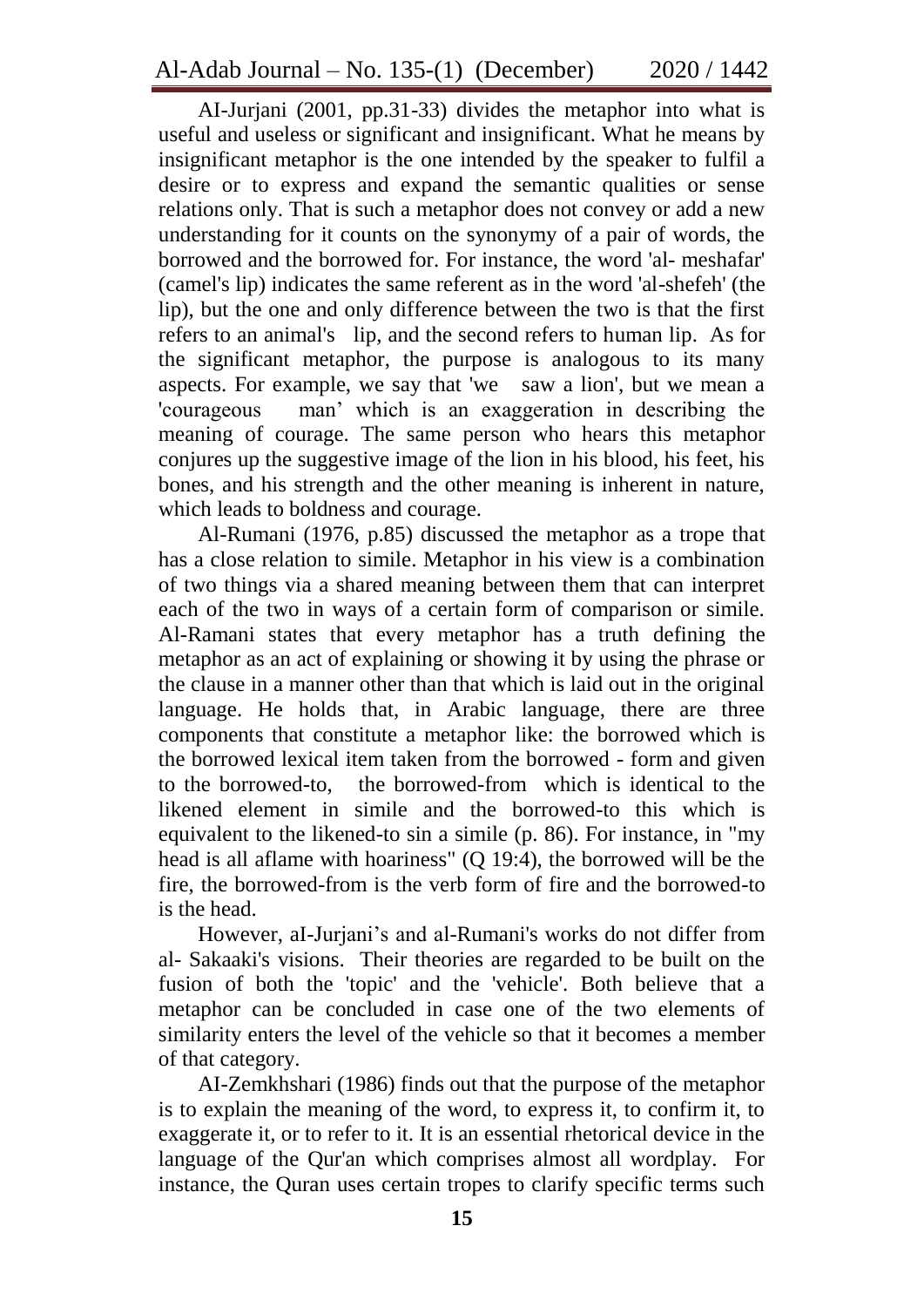AI-Jurjani (2001, pp.31-33) divides the metaphor into what is useful and useless or significant and insignificant. What he means by insignificant metaphor is the one intended by the speaker to fulfil a desire or to express and expand the semantic qualities or sense relations only. That is such a metaphor does not convey or add a new understanding for it counts on the synonymy of a pair of words, the borrowed and the borrowed for. For instance, the word 'al- meshafar' (camel's lip) indicates the same referent as in the word 'al-shefeh' (the lip), but the one and only difference between the two is that the first refers to an animal's lip, and the second refers to human lip. As for the significant metaphor, the purpose is analogous to its many aspects. For example, we say that 'we saw a lion', but we mean a 'courageous man' which is an exaggeration in describing the meaning of courage. The same person who hears this metaphor conjures up the suggestive image of the lion in his blood, his feet, his bones, and his strength and the other meaning is inherent in nature, which leads to boldness and courage.

Al-Rumani (1976, p.85) discussed the metaphor as a trope that has a close relation to simile. Metaphor in his view is a combination of two things via a shared meaning between them that can interpret each of the two in ways of a certain form of comparison or simile. Al-Ramani states that every metaphor has a truth defining the metaphor as an act of explaining or showing it by using the phrase or the clause in a manner other than that which is laid out in the original language. He holds that, in Arabic language, there are three components that constitute a metaphor like: the borrowed which is the borrowed lexical item taken from the borrowed - form and given to the borrowed-to, the borrowed-from which is identical to the likened element in simile and the borrowed-to this which is equivalent to the likened-to sin a simile (p. 86). For instance, in "my head is all aflame with hoariness" (Q 19:4), the borrowed will be the fire, the borrowed-from is the verb form of fire and the borrowed-to is the head.

However, aI-Jurjani's and al-Rumani's works do not differ from al- Sakaaki's visions. Their theories are regarded to be built on the fusion of both the 'topic' and the 'vehicle'. Both believe that a metaphor can be concluded in case one of the two elements of similarity enters the level of the vehicle so that it becomes a member of that category.

AI-Zemkhshari (1986) finds out that the purpose of the metaphor is to explain the meaning of the word, to express it, to confirm it, to exaggerate it, or to refer to it. It is an essential rhetorical device in the language of the Qur'an which comprises almost all wordplay. For instance, the Quran uses certain tropes to clarify specific terms such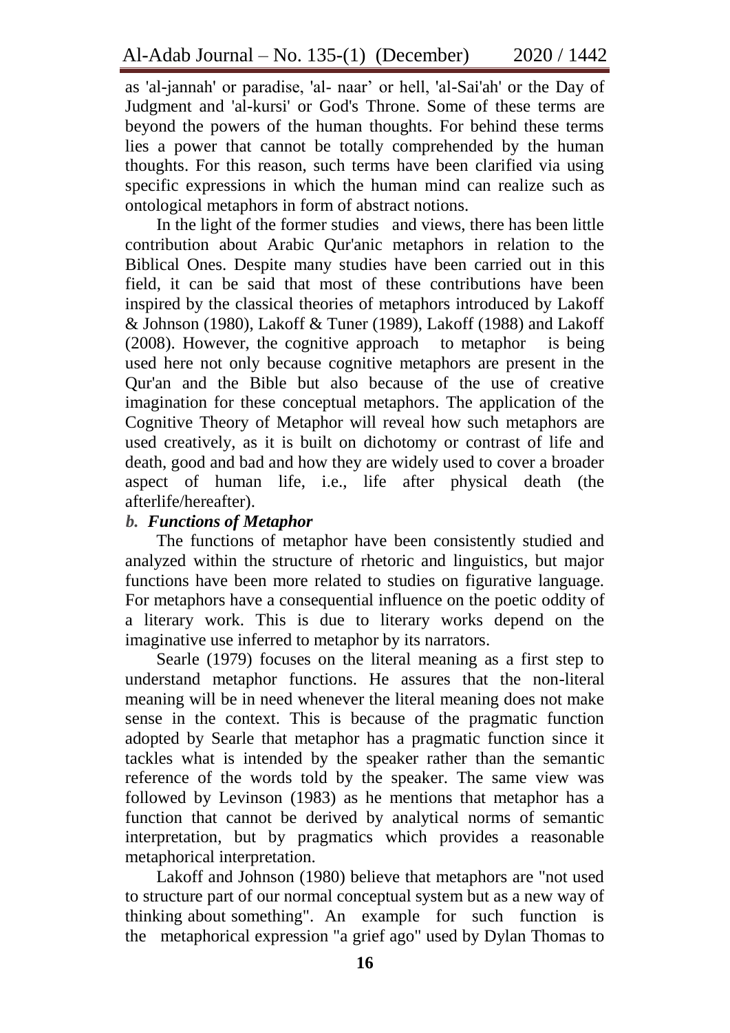as 'al-jannah' or paradise, 'al- naar' or hell, 'al-Sai'ah' or the Day of Judgment and 'al-kursi' or God's Throne. Some of these terms are beyond the powers of the human thoughts. For behind these terms lies a power that cannot be totally comprehended by the human thoughts. For this reason, such terms have been clarified via using specific expressions in which the human mind can realize such as ontological metaphors in form of abstract notions.

In the light of the former studies and views, there has been little contribution about Arabic Qur'anic metaphors in relation to the Biblical Ones. Despite many studies have been carried out in this field, it can be said that most of these contributions have been inspired by the classical theories of metaphors introduced by Lakoff & Johnson (1980), Lakoff & Tuner (1989), Lakoff (1988) and Lakoff (2008). However, the cognitive approach to metaphor is being used here not only because cognitive metaphors are present in the Qur'an and the Bible but also because of the use of creative imagination for these conceptual metaphors. The application of the Cognitive Theory of Metaphor will reveal how such metaphors are used creatively, as it is built on dichotomy or contrast of life and death, good and bad and how they are widely used to cover a broader aspect of human life, i.e., life after physical death (the afterlife/hereafter).

### *b. Functions of Metaphor*

The functions of metaphor have been consistently studied and analyzed within the structure of rhetoric and linguistics, but major functions have been more related to studies on figurative language. For metaphors have a consequential influence on the poetic oddity of a literary work. This is due to literary works depend on the imaginative use inferred to metaphor by its narrators.

Searle (1979) focuses on the literal meaning as a first step to understand metaphor functions. He assures that the non-literal meaning will be in need whenever the literal meaning does not make sense in the context. This is because of the pragmatic function adopted by Searle that metaphor has a pragmatic function since it tackles what is intended by the speaker rather than the semantic reference of the words told by the speaker. The same view was followed by Levinson (1983) as he mentions that metaphor has a function that cannot be derived by analytical norms of semantic interpretation, but by pragmatics which provides a reasonable metaphorical interpretation.

Lakoff and Johnson (1980) believe that metaphors are "not used to structure part of our normal conceptual system but as a new way of thinking about something". An example for such function is the metaphorical expression "a grief ago" used by Dylan Thomas to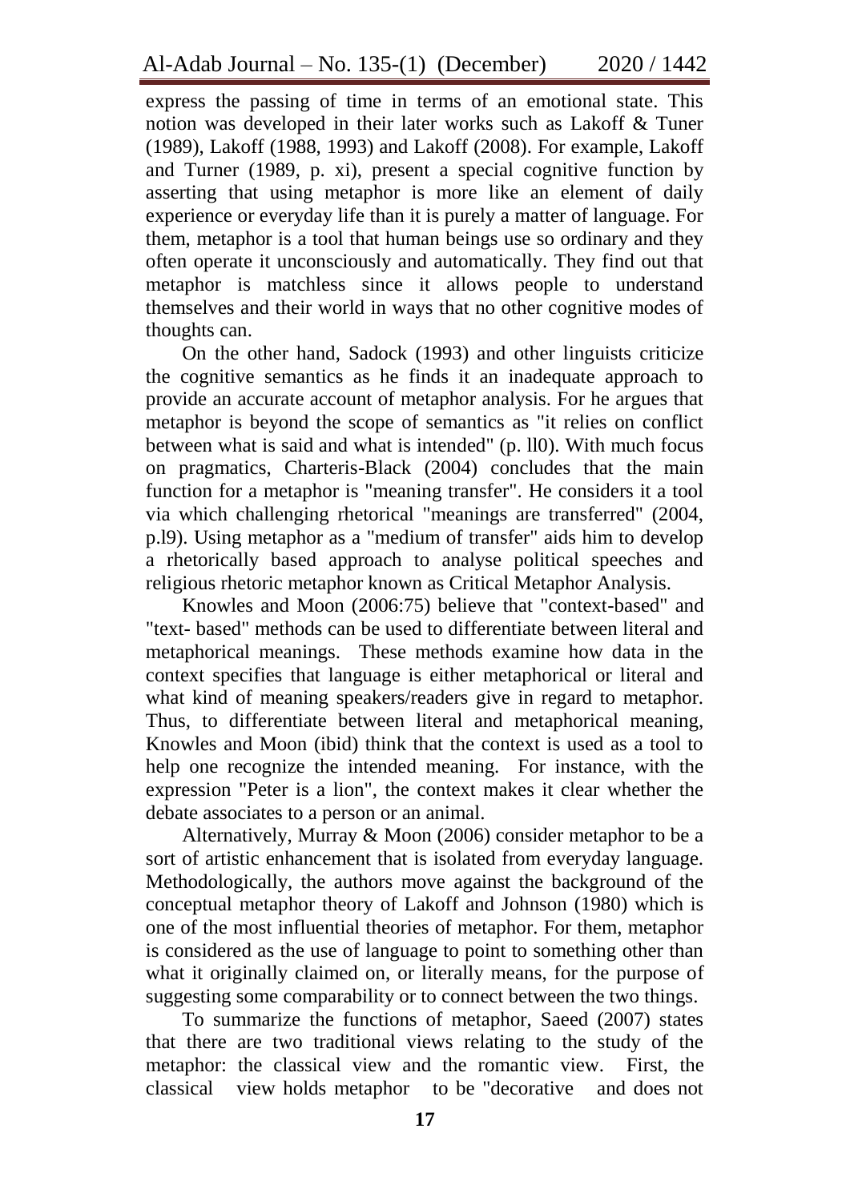express the passing of time in terms of an emotional state. This notion was developed in their later works such as Lakoff & Tuner (1989), Lakoff (1988, 1993) and Lakoff (2008). For example, Lakoff and Turner (1989, p. xi), present a special cognitive function by asserting that using metaphor is more like an element of daily experience or everyday life than it is purely a matter of language. For them, metaphor is a tool that human beings use so ordinary and they often operate it unconsciously and automatically. They find out that metaphor is matchless since it allows people to understand themselves and their world in ways that no other cognitive modes of thoughts can.

On the other hand, Sadock (1993) and other linguists criticize the cognitive semantics as he finds it an inadequate approach to provide an accurate account of metaphor analysis. For he argues that metaphor is beyond the scope of semantics as "it relies on conflict between what is said and what is intended" (p. ll0). With much focus on pragmatics, Charteris-Black (2004) concludes that the main function for a metaphor is "meaning transfer". He considers it a tool via which challenging rhetorical "meanings are transferred" (2004, p.l9). Using metaphor as a "medium of transfer" aids him to develop a rhetorically based approach to analyse political speeches and religious rhetoric metaphor known as Critical Metaphor Analysis.

Knowles and Moon (2006:75) believe that "context-based" and "text- based" methods can be used to differentiate between literal and metaphorical meanings. These methods examine how data in the context specifies that language is either metaphorical or literal and what kind of meaning speakers/readers give in regard to metaphor. Thus, to differentiate between literal and metaphorical meaning, Knowles and Moon (ibid) think that the context is used as a tool to help one recognize the intended meaning. For instance, with the expression "Peter is a lion", the context makes it clear whether the debate associates to a person or an animal.

Alternatively, Murray & Moon (2006) consider metaphor to be a sort of artistic enhancement that is isolated from everyday language. Methodologically, the authors move against the background of the conceptual metaphor theory of Lakoff and Johnson (1980) which is one of the most influential theories of metaphor. For them, metaphor is considered as the use of language to point to something other than what it originally claimed on, or literally means, for the purpose of suggesting some comparability or to connect between the two things.

To summarize the functions of metaphor, Saeed (2007) states that there are two traditional views relating to the study of the metaphor: the classical view and the romantic view. First, the classical view holds metaphor to be "decorative and does not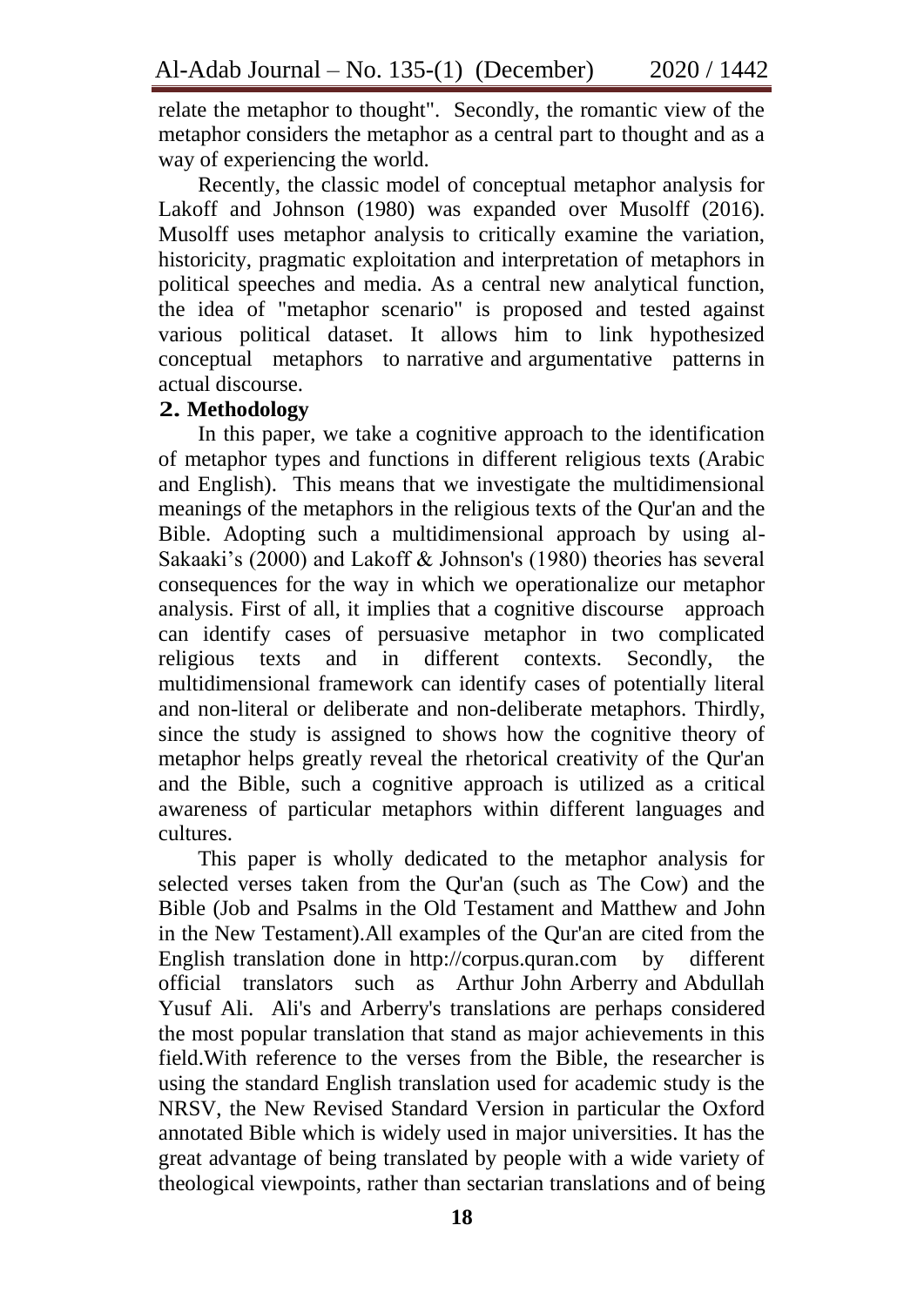relate the metaphor to thought". Secondly, the romantic view of the metaphor considers the metaphor as a central part to thought and as a way of experiencing the world.

Recently, the classic model of conceptual metaphor analysis for Lakoff and Johnson (1980) was expanded over Musolff (2016). Musolff uses metaphor analysis to critically examine the variation, historicity, pragmatic exploitation and interpretation of metaphors in political speeches and media. As a central new analytical function, the idea of "metaphor scenario" is proposed and tested against various political dataset. It allows him to link hypothesized conceptual metaphors to narrative and argumentative patterns in actual discourse.

## 2. Methodology

In this paper, we take a cognitive approach to the identification of metaphor types and functions in different religious texts (Arabic and English). This means that we investigate the multidimensional meanings of the metaphors in the religious texts of the Qur'an and the Bible. Adopting such a multidimensional approach by using al-Sakaaki's (2000) and Lakoff & Johnson's (1980) theories has several consequences for the way in which we operationalize our metaphor analysis. First of all, it implies that a cognitive discourse approach can identify cases of persuasive metaphor in two complicated religious texts and in different contexts. Secondly, the multidimensional framework can identify cases of potentially literal and non-literal or deliberate and non-deliberate metaphors. Thirdly, since the study is assigned to shows how the cognitive theory of metaphor helps greatly reveal the rhetorical creativity of the Qur'an and the Bible, such a cognitive approach is utilized as a critical awareness of particular metaphors within different languages and cultures.

This paper is wholly dedicated to the metaphor analysis for selected verses taken from the Qur'an (such as The Cow) and the Bible (Job and Psalms in the Old Testament and Matthew and John in the New Testament).All examples of the Qur'an are cited from the English translation done in http://corpus.quran.com by different official translators such as Arthur John Arberry and Abdullah Yusuf Ali. Ali's and Arberry's translations are perhaps considered the most popular translation that stand as major achievements in this field.With reference to the verses from the Bible, the researcher is using the standard English translation used for academic study is the NRSV, the New Revised Standard Version in particular the Oxford annotated Bible which is widely used in major universities. It has the great advantage of being translated by people with a wide variety of theological viewpoints, rather than sectarian translations and of being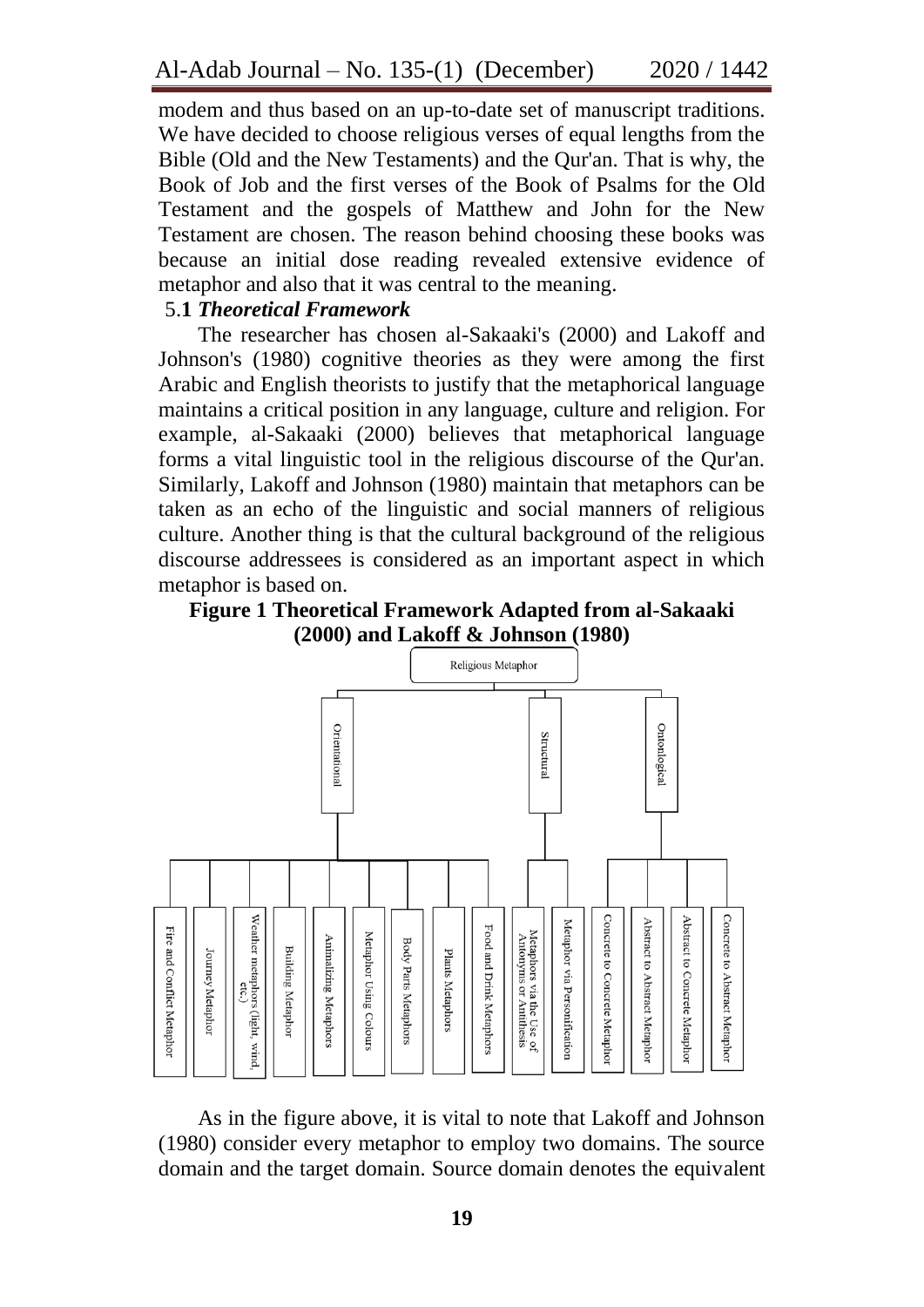modem and thus based on an up-to-date set of manuscript traditions. We have decided to choose religious verses of equal lengths from the Bible (Old and the New Testaments) and the Qur'an. That is why, the Book of Job and the first verses of the Book of Psalms for the Old Testament and the gospels of Matthew and John for the New Testament are chosen. The reason behind choosing these books was because an initial dose reading revealed extensive evidence of metaphor and also that it was central to the meaning.

### 5.1 *Theoretical Framework*

The researcher has chosen al-Sakaaki's (2000) and Lakoff and Johnson's (1980) cognitive theories as they were among the first Arabic and English theorists to justify that the metaphorical language maintains a critical position in any language, culture and religion. For example, al-Sakaaki (2000) believes that metaphorical language forms a vital linguistic tool in the religious discourse of the Qur'an. Similarly, Lakoff and Johnson (1980) maintain that metaphors can be taken as an echo of the linguistic and social manners of religious culture. Another thing is that the cultural background of the religious discourse addressees is considered as an important aspect in which metaphor is based on.

**Figure 1 Theoretical Framework Adapted from al-Sakaaki (2000) and Lakoff & Johnson (1980)**

- Religious Metaphor
  - Orientational
    - Fire and Conflict Metaphor
    - Journey Metaphor
    - Weather metaphors (light, wind, etc.)
    - Building Metaphor
    - Animalizing Metaphors
    - Metaphor Using Colours
    - Body Parts Metaphors
    - Plants Metaphors
    - Food and Drink Metaphors
  - Structural
    - Metaphors via the Use of Antonyms or Antithesis
    - Metaphor via Personification
  - Ontonlogical
    - Concrete to Concrete Metaphor
    - Abstract to Abstract Metaphor
    - Abstract to Concrete Metaphor
    - Concrete to Abstract Metaphor

As in the figure above, it is vital to note that Lakoff and Johnson (1980) consider every metaphor to employ two domains. The source domain and the target domain. Source domain denotes the equivalent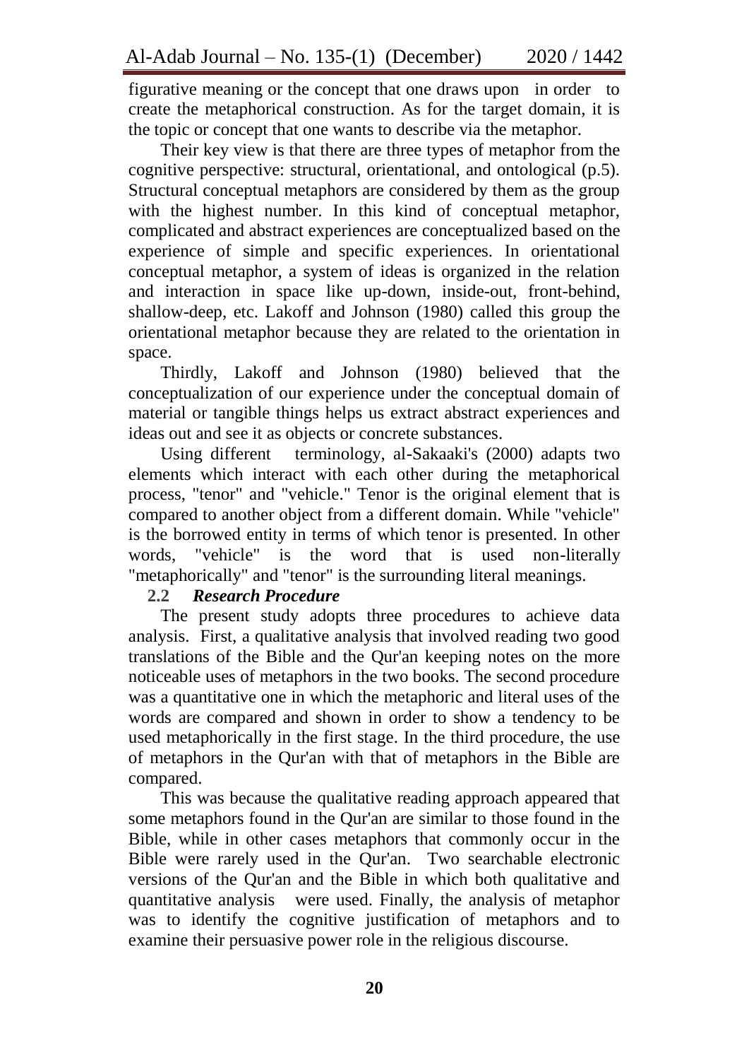figurative meaning or the concept that one draws upon in order to create the metaphorical construction. As for the target domain, it is the topic or concept that one wants to describe via the metaphor.

Their key view is that there are three types of metaphor from the cognitive perspective: structural, orientational, and ontological (p.5). Structural conceptual metaphors are considered by them as the group with the highest number. In this kind of conceptual metaphor, complicated and abstract experiences are conceptualized based on the experience of simple and specific experiences. In orientational conceptual metaphor, a system of ideas is organized in the relation and interaction in space like up-down, inside-out, front-behind, shallow-deep, etc. Lakoff and Johnson (1980) called this group the orientational metaphor because they are related to the orientation in space.

Thirdly, Lakoff and Johnson (1980) believed that the conceptualization of our experience under the conceptual domain of material or tangible things helps us extract abstract experiences and ideas out and see it as objects or concrete substances.

Using different terminology, al-Sakaaki's (2000) adapts two elements which interact with each other during the metaphorical process, "tenor" and "vehicle." Tenor is the original element that is compared to another object from a different domain. While "vehicle" is the borrowed entity in terms of which tenor is presented. In other words, "vehicle" is the word that is used non-literally "metaphorically" and "tenor" is the surrounding literal meanings.

### 2.2 *Research Procedure*

The present study adopts three procedures to achieve data analysis. First, a qualitative analysis that involved reading two good translations of the Bible and the Qur'an keeping notes on the more noticeable uses of metaphors in the two books. The second procedure was a quantitative one in which the metaphoric and literal uses of the words are compared and shown in order to show a tendency to be used metaphorically in the first stage. In the third procedure, the use of metaphors in the Qur'an with that of metaphors in the Bible are compared.

This was because the qualitative reading approach appeared that some metaphors found in the Qur'an are similar to those found in the Bible, while in other cases metaphors that commonly occur in the Bible were rarely used in the Qur'an. Two searchable electronic versions of the Qur'an and the Bible in which both qualitative and quantitative analysis were used. Finally, the analysis of metaphor was to identify the cognitive justification of metaphors and to examine their persuasive power role in the religious discourse.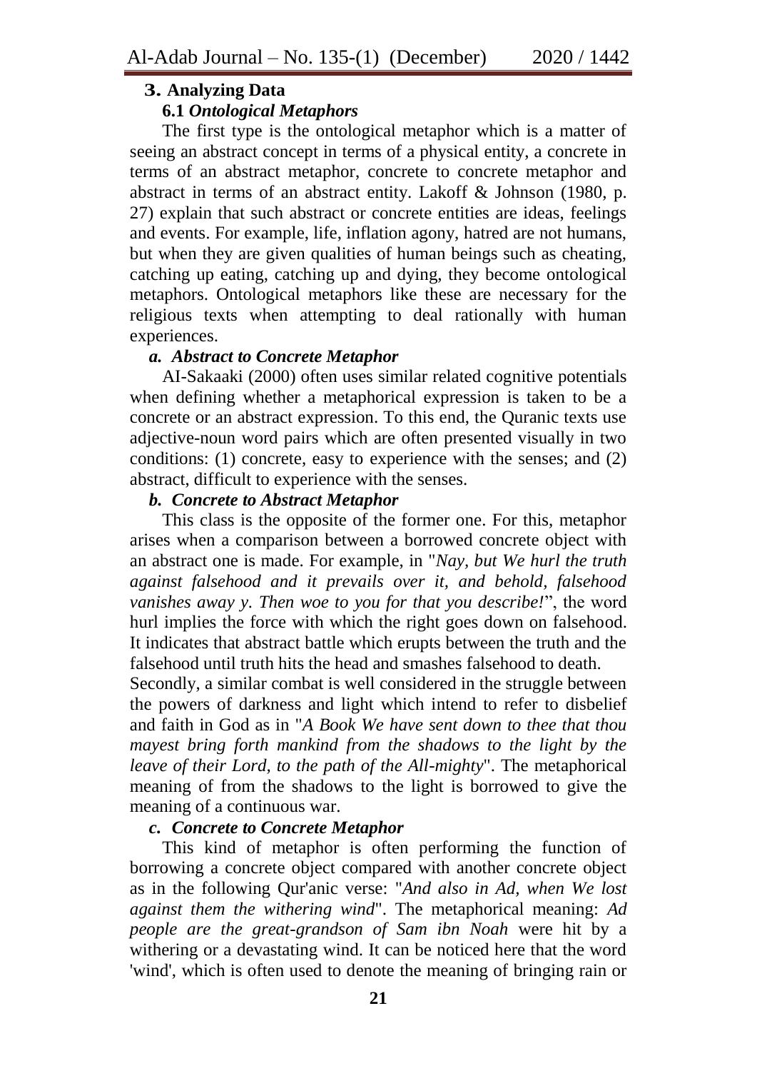## 3. Analyzing Data

### 6.1 *Ontological Metaphors*

The first type is the ontological metaphor which is a matter of seeing an abstract concept in terms of a physical entity, a concrete in terms of an abstract metaphor, concrete to concrete metaphor and abstract in terms of an abstract entity. Lakoff & Johnson (1980, p. 27) explain that such abstract or concrete entities are ideas, feelings and events. For example, life, inflation agony, hatred are not humans, but when they are given qualities of human beings such as cheating, catching up eating, catching up and dying, they become ontological metaphors. Ontological metaphors like these are necessary for the religious texts when attempting to deal rationally with human experiences.

#### *a. Abstract to Concrete Metaphor*

AI-Sakaaki (2000) often uses similar related cognitive potentials when defining whether a metaphorical expression is taken to be a concrete or an abstract expression. To this end, the Quranic texts use adjective-noun word pairs which are often presented visually in two conditions: (1) concrete, easy to experience with the senses; and (2) abstract, difficult to experience with the senses.

#### *b. Concrete to Abstract Metaphor*

This class is the opposite of the former one. For this, metaphor arises when a comparison between a borrowed concrete object with an abstract one is made. For example, in "*Nay, but We hurl the truth against falsehood and it prevails over it, and behold, falsehood vanishes away y. Then woe to you for that you describe!*", the word hurl implies the force with which the right goes down on falsehood. It indicates that abstract battle which erupts between the truth and the falsehood until truth hits the head and smashes falsehood to death.

Secondly, a similar combat is well considered in the struggle between the powers of darkness and light which intend to refer to disbelief and faith in God as in "*A Book We have sent down to thee that thou mayest bring forth mankind from the shadows to the light by the leave of their Lord, to the path of the All-mighty*". The metaphorical meaning of from the shadows to the light is borrowed to give the meaning of a continuous war.

#### *c. Concrete to Concrete Metaphor*

This kind of metaphor is often performing the function of borrowing a concrete object compared with another concrete object as in the following Qur'anic verse: "*And also in Ad, when We lost against them the withering wind*". The metaphorical meaning: *Ad people are the great-grandson of Sam ibn Noah* were hit by a withering or a devastating wind. It can be noticed here that the word 'wind', which is often used to denote the meaning of bringing rain or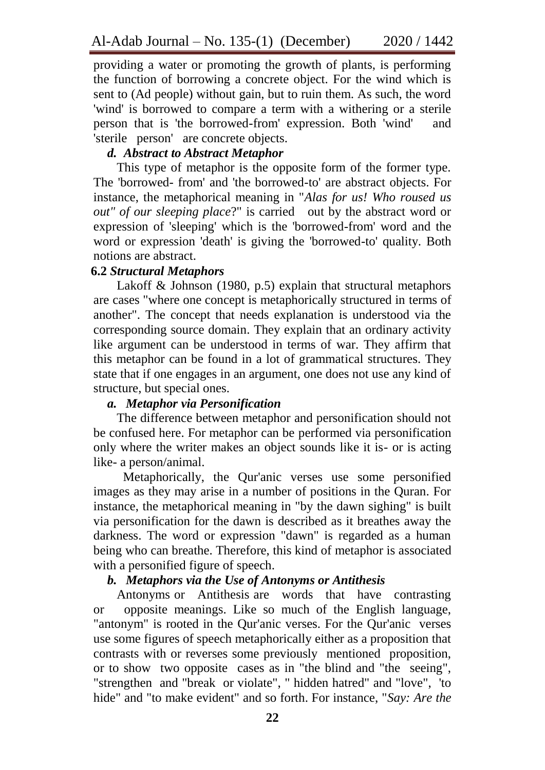providing a water or promoting the growth of plants, is performing the function of borrowing a concrete object. For the wind which is sent to (Ad people) without gain, but to ruin them. As such, the word 'wind' is borrowed to compare a term with a withering or a sterile person that is 'the borrowed-from' expression. Both 'wind' and 'sterile person' are concrete objects.

#### *d. Abstract to Abstract Metaphor*

This type of metaphor is the opposite form of the former type. The 'borrowed- from' and 'the borrowed-to' are abstract objects. For instance, the metaphorical meaning in "*Alas for us! Who roused us out" of our sleeping place*?" is carried out by the abstract word or expression of 'sleeping' which is the 'borrowed-from' word and the word or expression 'death' is giving the 'borrowed-to' quality. Both notions are abstract.

### **6.2** ***Structural Metaphors***

Lakoff & Johnson (1980, p.5) explain that structural metaphors are cases "where one concept is metaphorically structured in terms of another". The concept that needs explanation is understood via the corresponding source domain. They explain that an ordinary activity like argument can be understood in terms of war. They affirm that this metaphor can be found in a lot of grammatical structures. They state that if one engages in an argument, one does not use any kind of structure, but special ones.

#### *a. Metaphor via Personification*

The difference between metaphor and personification should not be confused here. For metaphor can be performed via personification only where the writer makes an object sounds like it is- or is acting like- a person/animal.

Metaphorically, the Qur'anic verses use some personified images as they may arise in a number of positions in the Quran. For instance, the metaphorical meaning in "by the dawn sighing" is built via personification for the dawn is described as it breathes away the darkness. The word or expression "dawn" is regarded as a human being who can breathe. Therefore, this kind of metaphor is associated with a personified figure of speech.

#### *b. Metaphors via the Use of Antonyms or Antithesis*

Antonyms or Antithesis are words that have contrasting or opposite meanings. Like so much of the English language, "antonym" is rooted in the Qur'anic verses. For the Qur'anic verses use some figures of speech metaphorically either as a proposition that contrasts with or reverses some previously mentioned proposition, or to show two opposite cases as in "the blind and "the seeing", "strengthen and "break or violate", " hidden hatred" and "love", 'to hide" and "to make evident" and so forth. For instance, "*Say: Are the*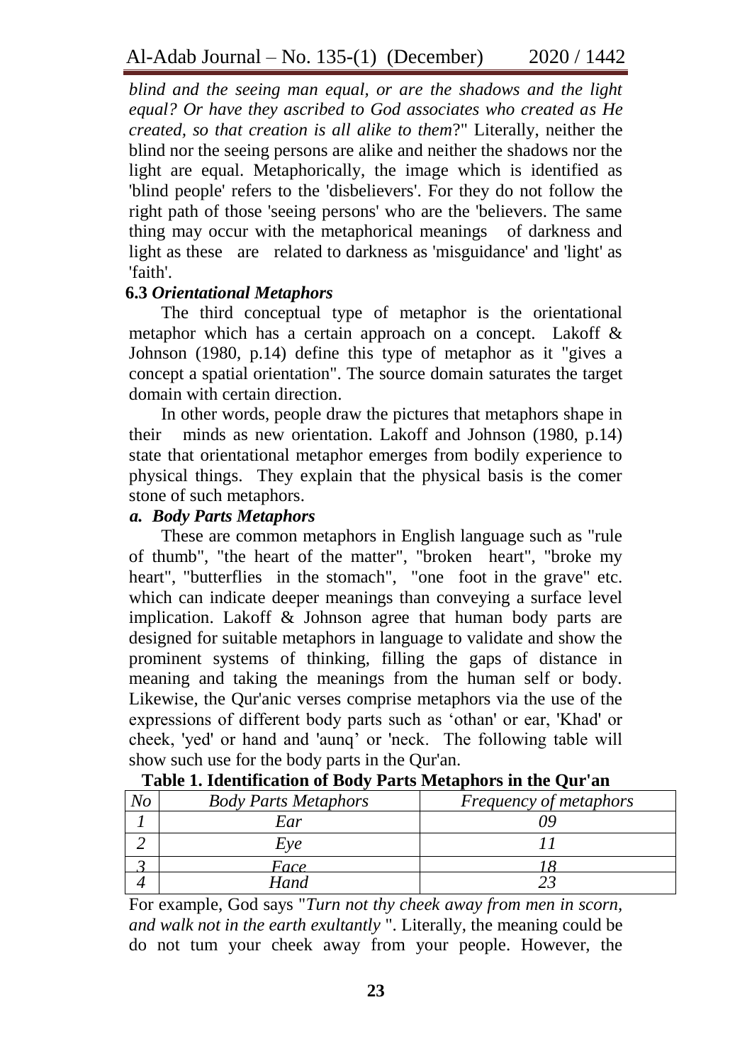*blind and the seeing man equal, or are the shadows and the light equal? Or have they ascribed to God associates who created as He created, so that creation is all alike to them*?" Literally, neither the blind nor the seeing persons are alike and neither the shadows nor the light are equal. Metaphorically, the image which is identified as 'blind people' refers to the 'disbelievers'. For they do not follow the right path of those 'seeing persons' who are the 'believers. The same thing may occur with the metaphorical meanings of darkness and light as these are related to darkness as 'misguidance' and 'light' as 'faith'.

### 6.3 *Orientational Metaphors*

The third conceptual type of metaphor is the orientational metaphor which has a certain approach on a concept. Lakoff & Johnson (1980, p.14) define this type of metaphor as it "gives a concept a spatial orientation". The source domain saturates the target domain with certain direction.

In other words, people draw the pictures that metaphors shape in their minds as new orientation. Lakoff and Johnson (1980, p.14) state that orientational metaphor emerges from bodily experience to physical things. They explain that the physical basis is the comer stone of such metaphors.

#### *a. Body Parts Metaphors*

These are common metaphors in English language such as "rule of thumb", "the heart of the matter", "broken heart", "broke my heart", "butterflies in the stomach", "one foot in the grave" etc. which can indicate deeper meanings than conveying a surface level implication. Lakoff & Johnson agree that human body parts are designed for suitable metaphors in language to validate and show the prominent systems of thinking, filling the gaps of distance in meaning and taking the meanings from the human self or body. Likewise, the Qur'anic verses comprise metaphors via the use of the expressions of different body parts such as 'othan' or ear, 'Khad' or cheek, 'yed' or hand and 'aunq' or 'neck. The following table will show such use for the body parts in the Qur'an.

**Table 1. Identification of Body Parts Metaphors in the Qur'an**

| *No* | *Body Parts Metaphors* | *Frequency of metaphors* |
|---|---|---|
| *1* | *Ear* | *09* |
| *2* | *Eye* | *11* |
| *3* | *Face* | *18* |
| *4* | *Hand* | *23* |

For example, God says "*Turn not thy cheek away from men in scorn, and walk not in the earth exultantly* ". Literally, the meaning could be do not tum your cheek away from your people. However, the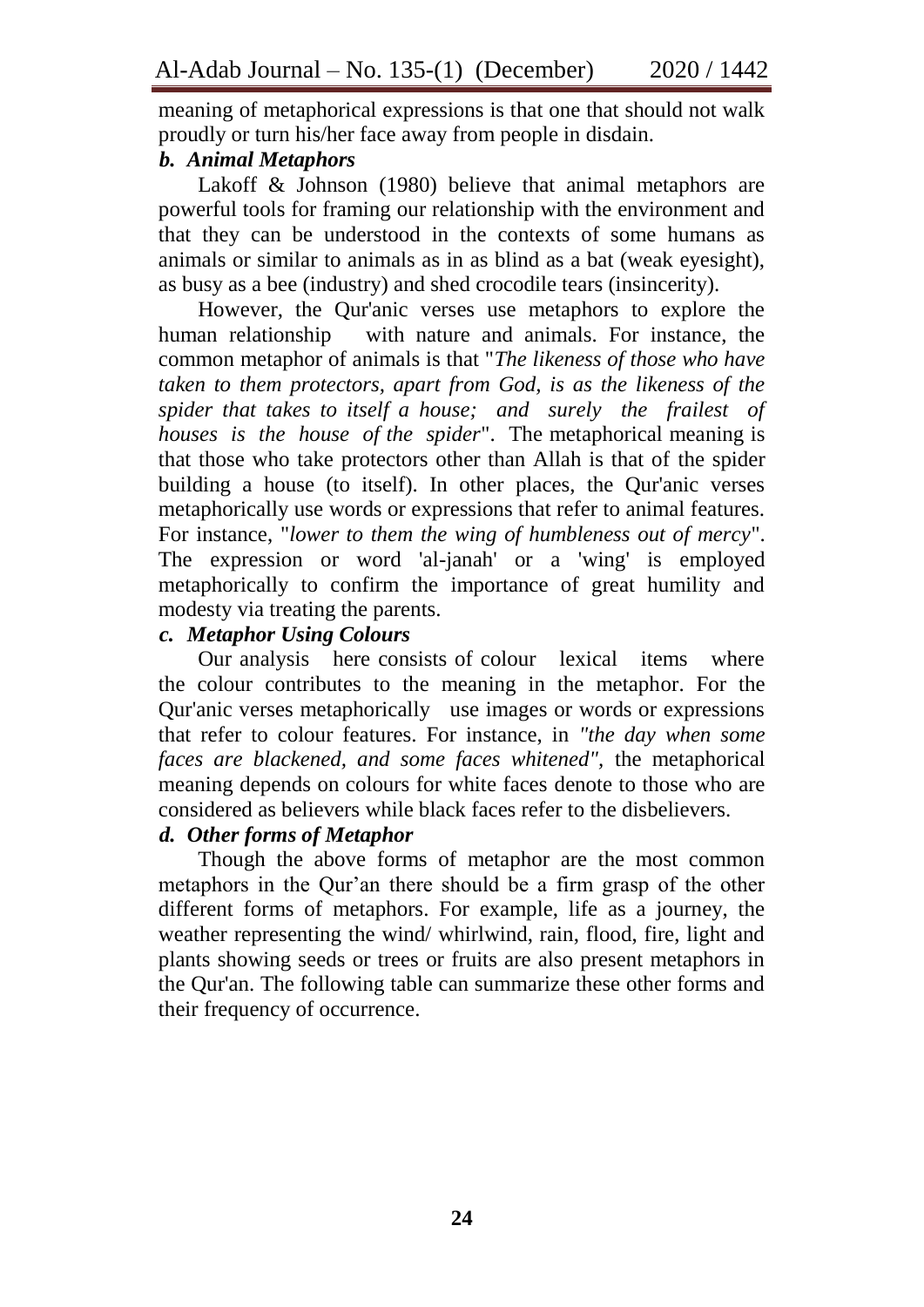meaning of metaphorical expressions is that one that should not walk proudly or turn his/her face away from people in disdain.

### *b. Animal Metaphors*

Lakoff & Johnson (1980) believe that animal metaphors are powerful tools for framing our relationship with the environment and that they can be understood in the contexts of some humans as animals or similar to animals as in as blind as a bat (weak eyesight), as busy as a bee (industry) and shed crocodile tears (insincerity).

However, the Qur'anic verses use metaphors to explore the human relationship with nature and animals. For instance, the common metaphor of animals is that "*The likeness of those who have taken to them protectors, apart from God, is as the likeness of the spider that takes to itself a house; and surely the frailest of houses is the house of the spider*". The metaphorical meaning is that those who take protectors other than Allah is that of the spider building a house (to itself). In other places, the Qur'anic verses metaphorically use words or expressions that refer to animal features. For instance, "*lower to them the wing of humbleness out of mercy*". The expression or word 'al-janah' or a 'wing' is employed metaphorically to confirm the importance of great humility and modesty via treating the parents.

### *c. Metaphor Using Colours*

Our analysis here consists of colour lexical items where the colour contributes to the meaning in the metaphor. For the Qur'anic verses metaphorically use images or words or expressions that refer to colour features. For instance, in *"the day when some faces are blackened, and some faces whitened"*, the metaphorical meaning depends on colours for white faces denote to those who are considered as believers while black faces refer to the disbelievers.

### *d. Other forms of Metaphor*

Though the above forms of metaphor are the most common metaphors in the Qur'an there should be a firm grasp of the other different forms of metaphors. For example, life as a journey, the weather representing the wind/ whirlwind, rain, flood, fire, light and plants showing seeds or trees or fruits are also present metaphors in the Qur'an. The following table can summarize these other forms and their frequency of occurrence.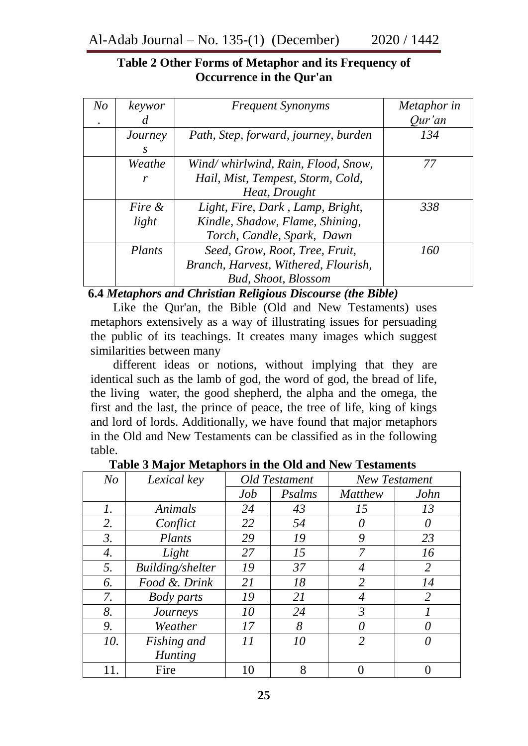**Table 2 Other Forms of Metaphor and its Frequency of Occurrence in the Qur'an**

| *No.* | *keyword* | *Frequent Synonyms* | *Metaphor in Qur'an* |
|---|---|---|---|
| | *Journeys* | *Path, Step, forward, journey, burden* | *134* |
| | *Weather* | *Wind/ whirlwind, Rain, Flood, Snow, Hail, Mist, Tempest, Storm, Cold, Heat, Drought* | *77* |
| | *Fire & light* | *Light, Fire, Dark , Lamp, Bright, Kindle, Shadow, Flame, Shining, Torch, Candle, Spark, Dawn* | *338* |
| | *Plants* | *Seed, Grow, Root, Tree, Fruit, Branch, Harvest, Withered, Flourish, Bud, Shoot, Blossom* | *160* |

### 6.4 *Metaphors and Christian Religious Discourse (the Bible)*

Like the Qur'an, the Bible (Old and New Testaments) uses metaphors extensively as a way of illustrating issues for persuading the public of its teachings. It creates many images which suggest similarities between many

different ideas or notions, without implying that they are identical such as the lamb of god, the word of god, the bread of life, the living water, the good shepherd, the alpha and the omega, the first and the last, the prince of peace, the tree of life, king of kings and lord of lords. Additionally, we have found that major metaphors in the Old and New Testaments can be classified as in the following table.

**Table 3 Major Metaphors in the Old and New Testaments**

| *No* | *Lexical key* | *Old Testament* | | *New Testament* | |
|---|---|---|---|---|---|
| | | *Job* | *Psalms* | *Matthew* | *John* |
| *1.* | *Animals* | *24* | *43* | *15* | *13* |
| *2.* | *Conflict* | *22* | *54* | *0* | *0* |
| *3.* | *Plants* | *29* | *19* | *9* | *23* |
| *4.* | *Light* | *27* | *15* | *7* | *16* |
| *5.* | *Building/shelter* | *19* | *37* | *4* | *2* |
| *6.* | *Food &. Drink* | *21* | *18* | *2* | *14* |
| *7.* | *Body parts* | *19* | *21* | *4* | *2* |
| *8.* | *Journeys* | *10* | *24* | *3* | *1* |
| *9.* | *Weather* | *17* | *8* | *0* | *0* |
| *10.* | *Fishing and Hunting* | *11* | *10* | *2* | *0* |
| 11. | Fire | 10 | 8 | 0 | 0 |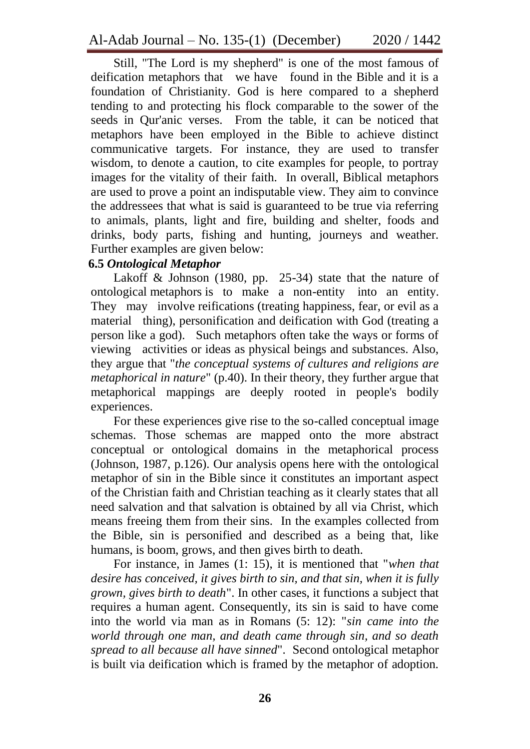Still, "The Lord is my shepherd" is one of the most famous of deification metaphors that we have found in the Bible and it is a foundation of Christianity. God is here compared to a shepherd tending to and protecting his flock comparable to the sower of the seeds in Qur'anic verses. From the table, it can be noticed that metaphors have been employed in the Bible to achieve distinct communicative targets. For instance, they are used to transfer wisdom, to denote a caution, to cite examples for people, to portray images for the vitality of their faith. In overall, Biblical metaphors are used to prove a point an indisputable view. They aim to convince the addressees that what is said is guaranteed to be true via referring to animals, plants, light and fire, building and shelter, foods and drinks, body parts, fishing and hunting, journeys and weather. Further examples are given below:

### 6.5 *Ontological Metaphor*

Lakoff & Johnson (1980, pp. 25-34) state that the nature of ontological metaphors is to make a non-entity into an entity. They may involve reifications (treating happiness, fear, or evil as a material thing), personification and deification with God (treating a person like a god). Such metaphors often take the ways or forms of viewing activities or ideas as physical beings and substances. Also, they argue that "*the conceptual systems of cultures and religions are metaphorical in nature*" (p.40). In their theory, they further argue that metaphorical mappings are deeply rooted in people's bodily experiences.

For these experiences give rise to the so-called conceptual image schemas. Those schemas are mapped onto the more abstract conceptual or ontological domains in the metaphorical process (Johnson, 1987, p.126). Our analysis opens here with the ontological metaphor of sin in the Bible since it constitutes an important aspect of the Christian faith and Christian teaching as it clearly states that all need salvation and that salvation is obtained by all via Christ, which means freeing them from their sins. In the examples collected from the Bible, sin is personified and described as a being that, like humans, is boom, grows, and then gives birth to death.

For instance, in James (1: 15), it is mentioned that "*when that desire has conceived, it gives birth to sin, and that sin, when it is fully grown, gives birth to death*". In other cases, it functions a subject that requires a human agent. Consequently, its sin is said to have come into the world via man as in Romans (5: 12): "*sin came into the world through one man, and death came through sin, and so death spread to all because all have sinned*". Second ontological metaphor is built via deification which is framed by the metaphor of adoption.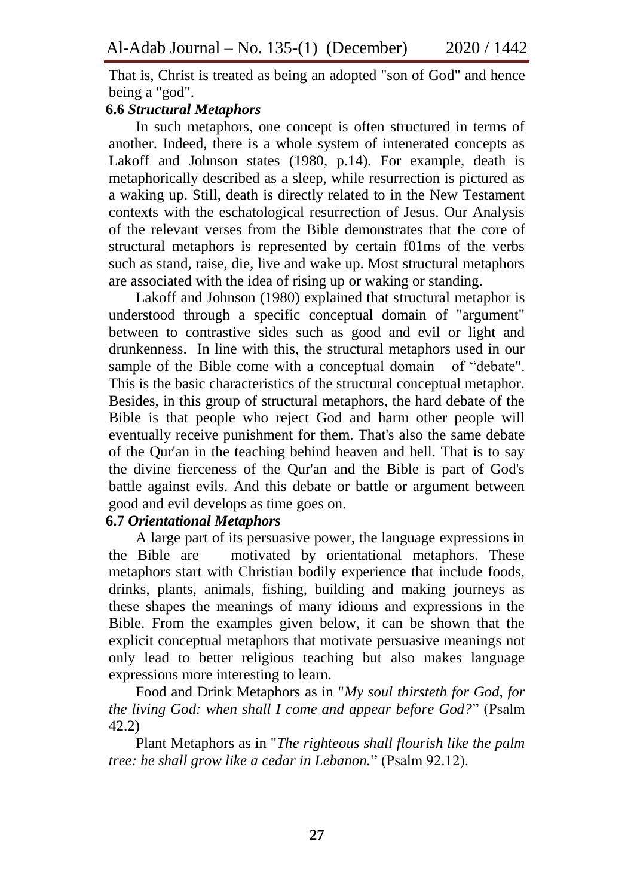That is, Christ is treated as being an adopted "son of God" and hence being a "god".

### 6.6 *Structural Metaphors*

In such metaphors, one concept is often structured in terms of another. Indeed, there is a whole system of intenerated concepts as Lakoff and Johnson states (1980, p.14). For example, death is metaphorically described as a sleep, while resurrection is pictured as a waking up. Still, death is directly related to in the New Testament contexts with the eschatological resurrection of Jesus. Our Analysis of the relevant verses from the Bible demonstrates that the core of structural metaphors is represented by certain f01ms of the verbs such as stand, raise, die, live and wake up. Most structural metaphors are associated with the idea of rising up or waking or standing.

Lakoff and Johnson (1980) explained that structural metaphor is understood through a specific conceptual domain of "argument" between to contrastive sides such as good and evil or light and drunkenness. In line with this, the structural metaphors used in our sample of the Bible come with a conceptual domain of "debate". This is the basic characteristics of the structural conceptual metaphor. Besides, in this group of structural metaphors, the hard debate of the Bible is that people who reject God and harm other people will eventually receive punishment for them. That's also the same debate of the Qur'an in the teaching behind heaven and hell. That is to say the divine fierceness of the Qur'an and the Bible is part of God's battle against evils. And this debate or battle or argument between good and evil develops as time goes on.

### 6.7 *Orientational Metaphors*

A large part of its persuasive power, the language expressions in the Bible are motivated by orientational metaphors. These metaphors start with Christian bodily experience that include foods, drinks, plants, animals, fishing, building and making journeys as these shapes the meanings of many idioms and expressions in the Bible. From the examples given below, it can be shown that the explicit conceptual metaphors that motivate persuasive meanings not only lead to better religious teaching but also makes language expressions more interesting to learn.

Food and Drink Metaphors as in "*My soul thirsteth for God, for the living God: when shall I come and appear before God?*" (Psalm 42.2)

Plant Metaphors as in "*The righteous shall flourish like the palm tree: he shall grow like a cedar in Lebanon.*" (Psalm 92.12).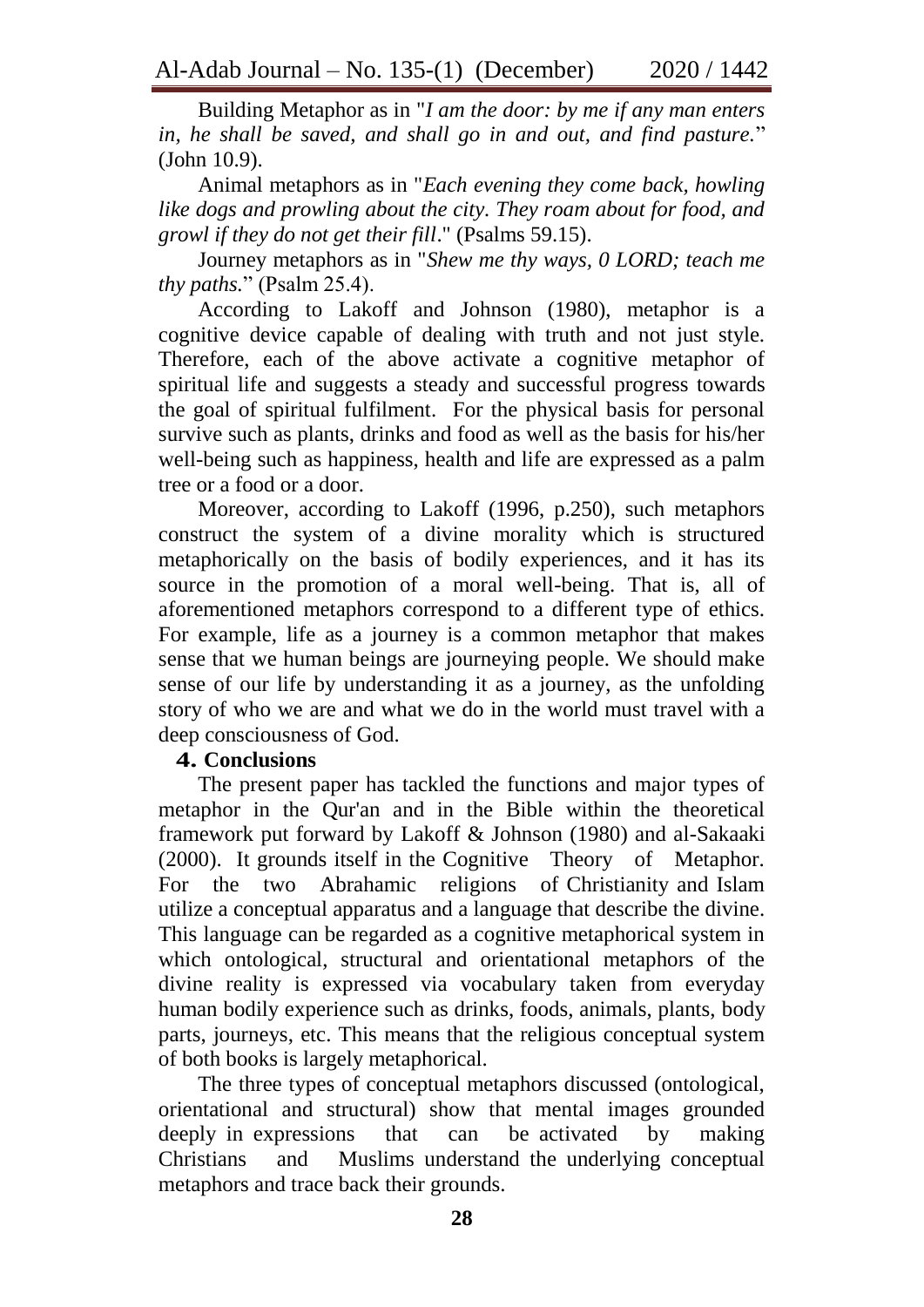Building Metaphor as in "*I am the door: by me if any man enters in, he shall be saved, and shall go in and out, and find pasture.*" (John 10.9).

Animal metaphors as in "*Each evening they come back, howling like dogs and prowling about the city. They roam about for food, and growl if they do not get their fill*." (Psalms 59.15).

Journey metaphors as in "*Shew me thy ways, 0 LORD; teach me thy paths.*" (Psalm 25.4).

According to Lakoff and Johnson (1980), metaphor is a cognitive device capable of dealing with truth and not just style. Therefore, each of the above activate a cognitive metaphor of spiritual life and suggests a steady and successful progress towards the goal of spiritual fulfilment. For the physical basis for personal survive such as plants, drinks and food as well as the basis for his/her well-being such as happiness, health and life are expressed as a palm tree or a food or a door.

Moreover, according to Lakoff (1996, p.250), such metaphors construct the system of a divine morality which is structured metaphorically on the basis of bodily experiences, and it has its source in the promotion of a moral well-being. That is, all of aforementioned metaphors correspond to a different type of ethics. For example, life as a journey is a common metaphor that makes sense that we human beings are journeying people. We should make sense of our life by understanding it as a journey, as the unfolding story of who we are and what we do in the world must travel with a deep consciousness of God.

## 4. Conclusions

The present paper has tackled the functions and major types of metaphor in the Qur'an and in the Bible within the theoretical framework put forward by Lakoff & Johnson (1980) and al-Sakaaki (2000). It grounds itself in the Cognitive Theory of Metaphor. For the two Abrahamic religions of Christianity and Islam utilize a conceptual apparatus and a language that describe the divine. This language can be regarded as a cognitive metaphorical system in which ontological, structural and orientational metaphors of the divine reality is expressed via vocabulary taken from everyday human bodily experience such as drinks, foods, animals, plants, body parts, journeys, etc. This means that the religious conceptual system of both books is largely metaphorical.

The three types of conceptual metaphors discussed (ontological, orientational and structural) show that mental images grounded deeply in expressions that can be activated by making Christians and Muslims understand the underlying conceptual metaphors and trace back their grounds.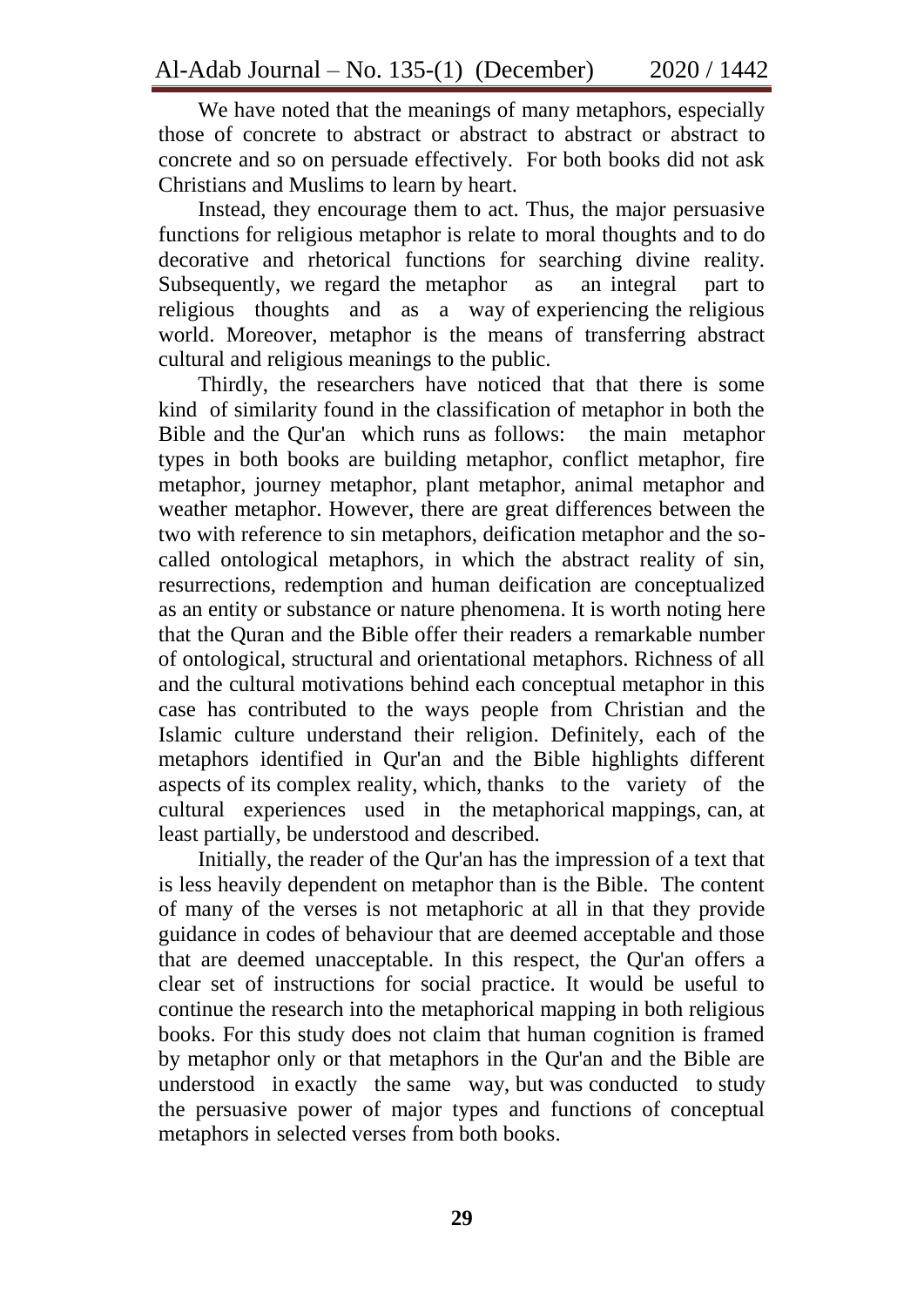We have noted that the meanings of many metaphors, especially those of concrete to abstract or abstract to abstract or abstract to concrete and so on persuade effectively. For both books did not ask Christians and Muslims to learn by heart.

Instead, they encourage them to act. Thus, the major persuasive functions for religious metaphor is relate to moral thoughts and to do decorative and rhetorical functions for searching divine reality. Subsequently, we regard the metaphor as an integral part to religious thoughts and as a way of experiencing the religious world. Moreover, metaphor is the means of transferring abstract cultural and religious meanings to the public.

Thirdly, the researchers have noticed that that there is some kind of similarity found in the classification of metaphor in both the Bible and the Qur'an which runs as follows: the main metaphor types in both books are building metaphor, conflict metaphor, fire metaphor, journey metaphor, plant metaphor, animal metaphor and weather metaphor. However, there are great differences between the two with reference to sin metaphors, deification metaphor and the so-called ontological metaphors, in which the abstract reality of sin, resurrections, redemption and human deification are conceptualized as an entity or substance or nature phenomena. It is worth noting here that the Quran and the Bible offer their readers a remarkable number of ontological, structural and orientational metaphors. Richness of all and the cultural motivations behind each conceptual metaphor in this case has contributed to the ways people from Christian and the Islamic culture understand their religion. Definitely, each of the metaphors identified in Qur'an and the Bible highlights different aspects of its complex reality, which, thanks to the variety of the cultural experiences used in the metaphorical mappings, can, at least partially, be understood and described.

Initially, the reader of the Qur'an has the impression of a text that is less heavily dependent on metaphor than is the Bible. The content of many of the verses is not metaphoric at all in that they provide guidance in codes of behaviour that are deemed acceptable and those that are deemed unacceptable. In this respect, the Qur'an offers a clear set of instructions for social practice. It would be useful to continue the research into the metaphorical mapping in both religious books. For this study does not claim that human cognition is framed by metaphor only or that metaphors in the Qur'an and the Bible are understood in exactly the same way, but was conducted to study the persuasive power of major types and functions of conceptual metaphors in selected verses from both books.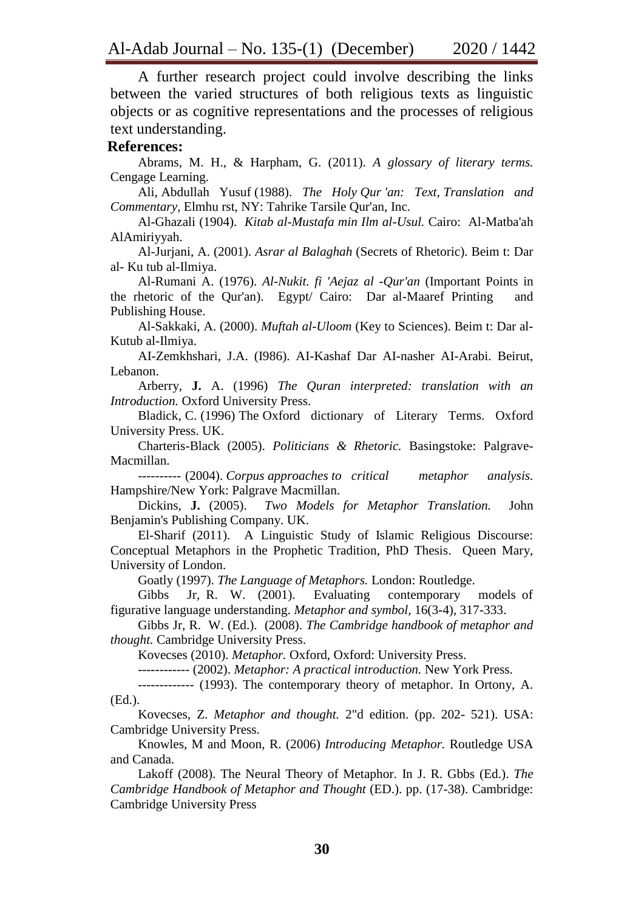A further research project could involve describing the links between the varied structures of both religious texts as linguistic objects or as cognitive representations and the processes of religious text understanding.

**References:**

Abrams, M. H., & Harpham, G. (2011). *A glossary of literary terms.* Cengage Learning.

Ali, Abdullah Yusuf (1988). *The Holy Qur 'an: Text, Translation and Commentary,* Elmhu rst, NY: Tahrike Tarsile Qur'an, Inc.

Al-Ghazali (1904). *Kitab al-Mustafa min Ilm al-Usul.* Cairo: Al-Matba'ah AlAmiriyyah.

Al-Jurjani, A. (2001). *Asrar al Balaghah* (Secrets of Rhetoric). Beim t: Dar al- Ku tub al-Ilmiya.

Al-Rumani A. (1976). *Al-Nukit. fi 'Aejaz al -Qur'an* (Important Points in the rhetoric of the Qur'an). Egypt/ Cairo: Dar al-Maaref Printing and Publishing House.

Al-Sakkaki, A. (2000). *Muftah al-Uloom* (Key to Sciences). Beim t: Dar al-Kutub al-Ilmiya.

AI-Zemkhshari, J.A. (I986). AI-Kashaf Dar AI-nasher AI-Arabi. Beirut, Lebanon.

Arberry, **J.** A. (1996) *The Quran interpreted: translation with an Introduction.* Oxford University Press.

Bladick, C. (1996) The Oxford dictionary of Literary Terms. Oxford University Press. UK.

Charteris-Black (2005). *Politicians & Rhetoric.* Basingstoke: Palgrave-Macmillan.

---------- (2004). *Corpus approaches to critical metaphor analysis.* Hampshire/New York: Palgrave Macmillan.

Dickins, **J.** (2005). *Two Models for Metaphor Translation.* John Benjamin's Publishing Company. UK.

El-Sharif (2011). A Linguistic Study of Islamic Religious Discourse: Conceptual Metaphors in the Prophetic Tradition, PhD Thesis. Queen Mary, University of London.

Goatly (1997). *The Language of Metaphors.* London: Routledge.

Gibbs Jr, R. W. (2001). Evaluating contemporary models of figurative language understanding. *Metaphor and symbol*, 16(3-4), 317-333.

Gibbs Jr, R. W. (Ed.). (2008). *The Cambridge handbook of metaphor and thought.* Cambridge University Press.

Kovecses (2010). *Metaphor.* Oxford, Oxford: University Press.

------------ (2002). *Metaphor: A practical introduction.* New York Press.

------------- (1993). The contemporary theory of metaphor. In Ortony, A. (Ed.).

Kovecses, Z. *Metaphor and thought.* 2"d edition. (pp. 202- 521). USA: Cambridge University Press.

Knowles, M and Moon, R. (2006) *Introducing Metaphor.* Routledge USA and Canada.

Lakoff (2008). The Neural Theory of Metaphor. In J. R. Gbbs (Ed.). *The Cambridge Handbook of Metaphor and Thought* (ED.). pp. (17-38). Cambridge: Cambridge University Press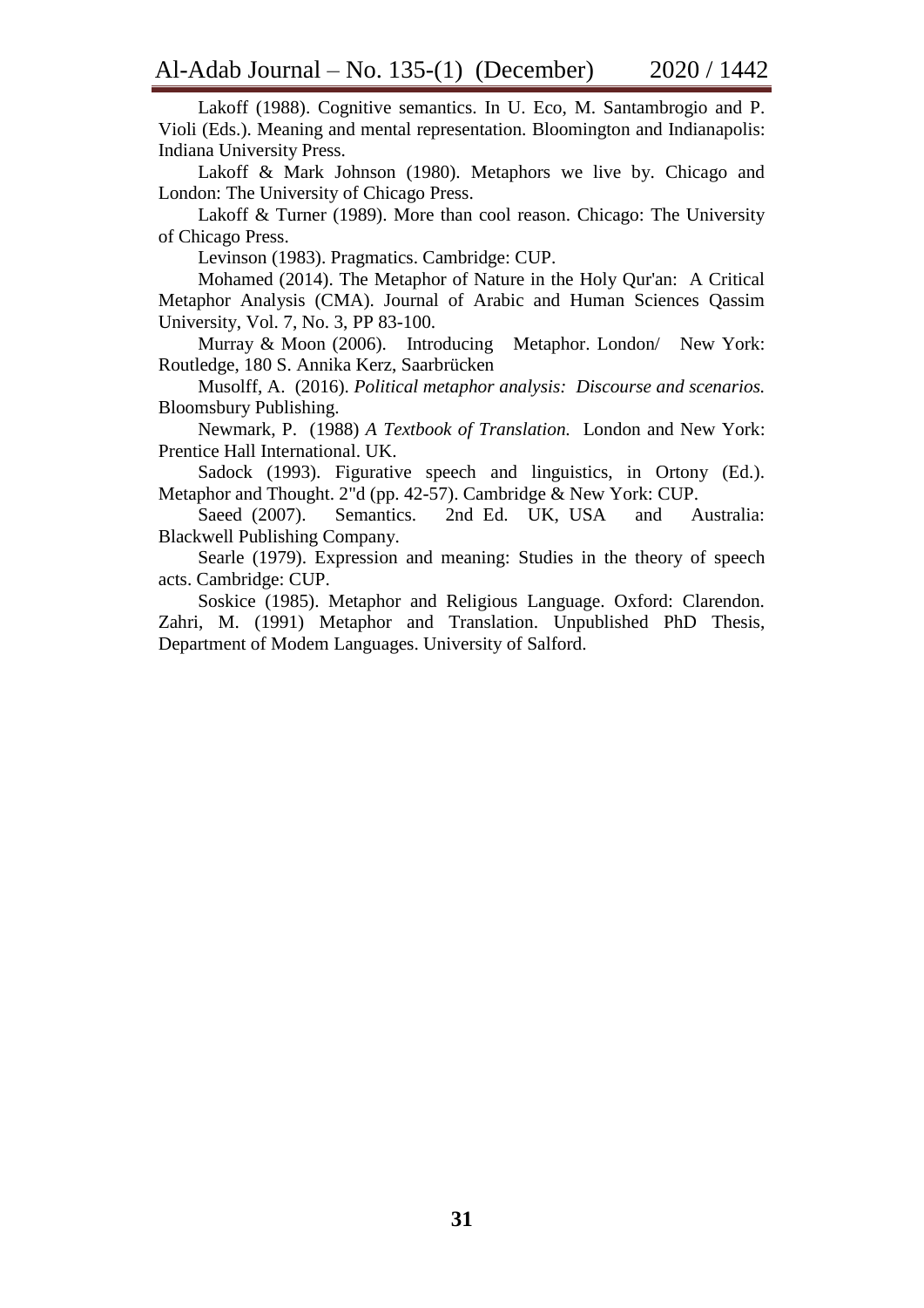Lakoff (1988). Cognitive semantics. In U. Eco, M. Santambrogio and P. Violi (Eds.). Meaning and mental representation. Bloomington and Indianapolis: Indiana University Press.

Lakoff & Mark Johnson (1980). Metaphors we live by. Chicago and London: The University of Chicago Press.

Lakoff & Turner (1989). More than cool reason. Chicago: The University of Chicago Press.

Levinson (1983). Pragmatics. Cambridge: CUP.

Mohamed (2014). The Metaphor of Nature in the Holy Qur'an: A Critical Metaphor Analysis (CMA). Journal of Arabic and Human Sciences Qassim University, Vol. 7, No. 3, PP 83-100.

Murray & Moon (2006). Introducing Metaphor. London/ New York: Routledge, 180 S. Annika Kerz, Saarbrücken

Musolff, A. (2016). *Political metaphor analysis: Discourse and scenarios.* Bloomsbury Publishing.

Newmark, P. (1988) *A Textbook of Translation.* London and New York: Prentice Hall International. UK.

Sadock (1993). Figurative speech and linguistics, in Ortony (Ed.). Metaphor and Thought. 2"d (pp. 42-57). Cambridge & New York: CUP.

Saeed (2007). Semantics. 2nd Ed. UK, USA and Australia: Blackwell Publishing Company.

Searle (1979). Expression and meaning: Studies in the theory of speech acts. Cambridge: CUP.

Soskice (1985). Metaphor and Religious Language. Oxford: Clarendon.
Zahri, M. (1991) Metaphor and Translation. Unpublished PhD Thesis, Department of Modem Languages. University of Salford.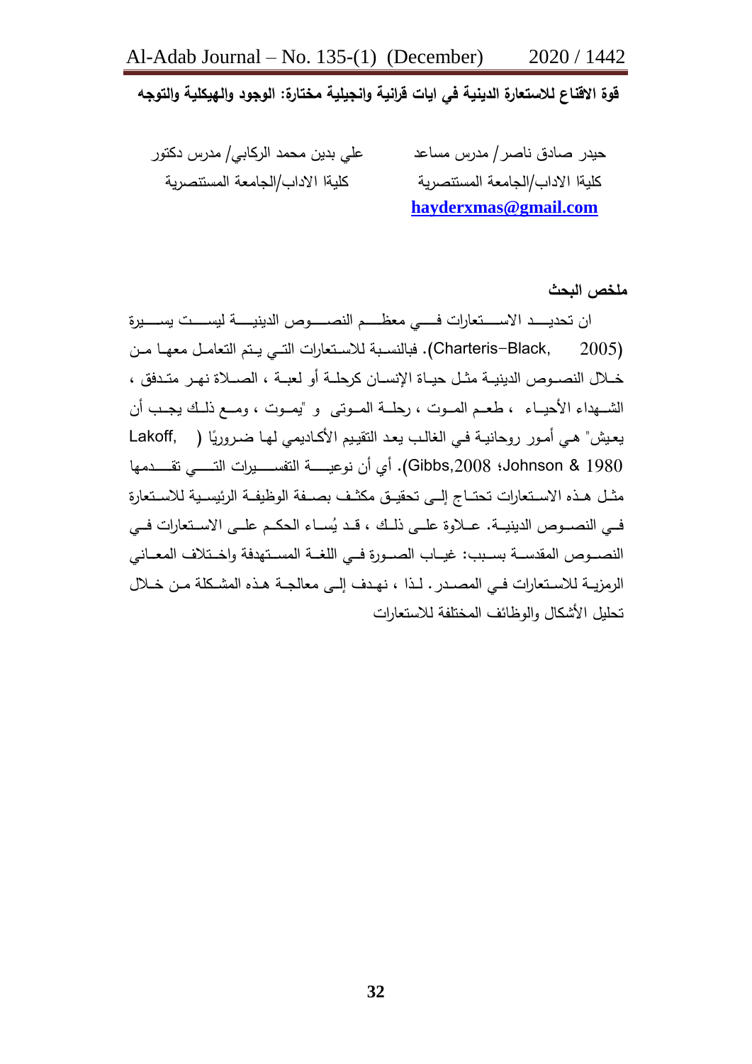**قوة الاقناع للاستعارة الدينية في ايات قرانية وانجيلية مختارة: الوجود والهيكلية والتوجه**

حيدر صادق ناصر/ مدرس مساعد
كليةا الاداب/الجامعة المستنصرية
**hayderxmas@gmail.com**

علي بدين محمد الركابي/ مدرس دكتور
كليةا الاداب/الجامعة المستنصرية

**ملخص البحث**

ان تحديد الاستعارات في معظم النصوص الدينية ليست يسيرة (Charteris-Black, 2005). فبالنسبة للاستعارات التي يتم التعامل معها من خلال النصوص الدينية مثل حياة الإنسان كرحلة أو لعبة ، الصلاة نهر متدفق ، الشهداء الأحياء ، طعم الموت ، رحلة الموتى و "يموت ، ومع ذلك يجب أن يعيش" هي أمور روحانية في الغالب يعد التقييم الأكاديمي لها ضروريًا ( Lakoff, Johnson & 1980 ؛Gibbs,2008). أي أن نوعية التفسيرات التي تقدمها مثل هذه الاستعارات تحتاج إلى تحقيق مكثف بصفة الوظيفة الرئيسية للاستعارة في النصوص الدينية. علاوة على ذلك ، قد يُساء الحكم على الاستعارات في النصوص المقدسة بسبب: غياب الصورة في اللغة المستهدفة واختلاف المعاني الرمزية للاستعارات في المصدر. لذا ، نهدف إلى معالجة هذه المشكلة من خلال تحليل الأشكال والوظائف المختلفة للاستعارات